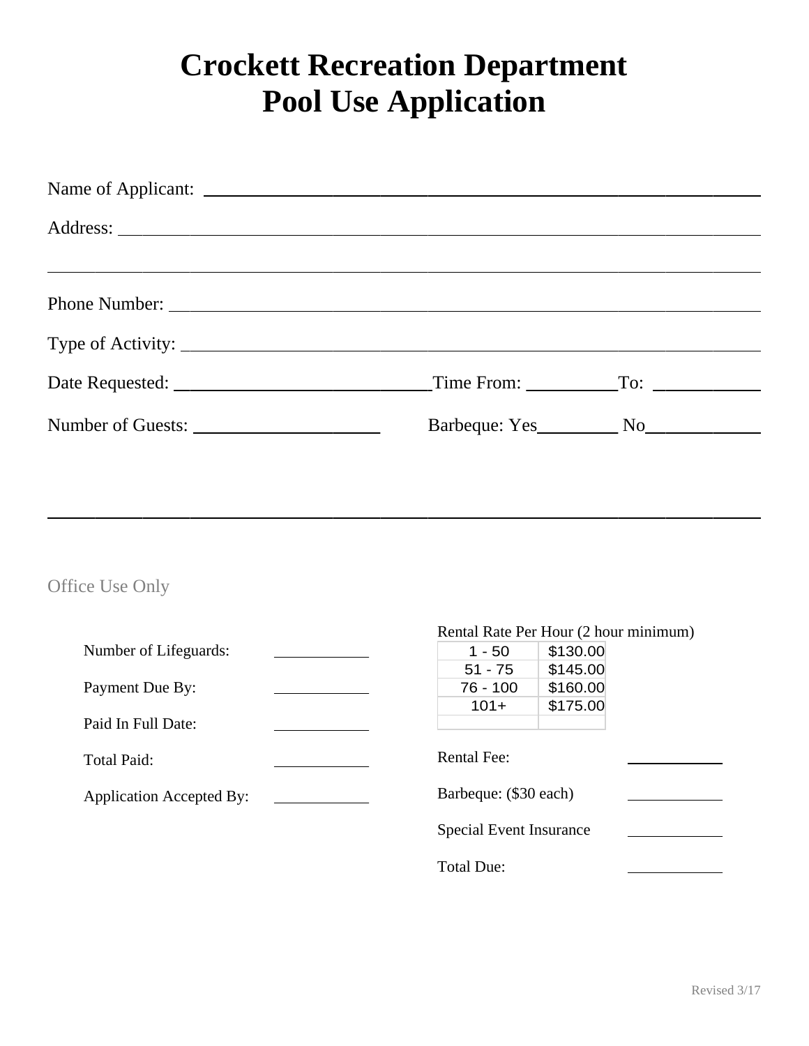# Crockett Recreation Department
# Pool Use Application

Name of Applicant: ____________________________________________

Address: ____________________________________________

____________________________________________

Phone Number: ____________________________________________

Type of Activity: ____________________________________________

Date Requested: ____________________ Time From: __________ To: __________

Number of Guests: ____________________ Barbeque: Yes__________ No__________

---

Office Use Only

Number of Lifeguards: __________

Payment Due By: __________

Paid In Full Date: __________

Total Paid: __________

Application Accepted By: __________

Rental Rate Per Hour (2 hour minimum)

| | |
|---|---|
| 1 - 50 | $130.00 |
| 51 - 75 | $145.00 |
| 76 - 100 | $160.00 |
| 101+ | $175.00 |
| | |

Rental Fee: __________

Barbeque: ($30 each) __________

Special Event Insurance __________

Total Due: __________

Revised 3/17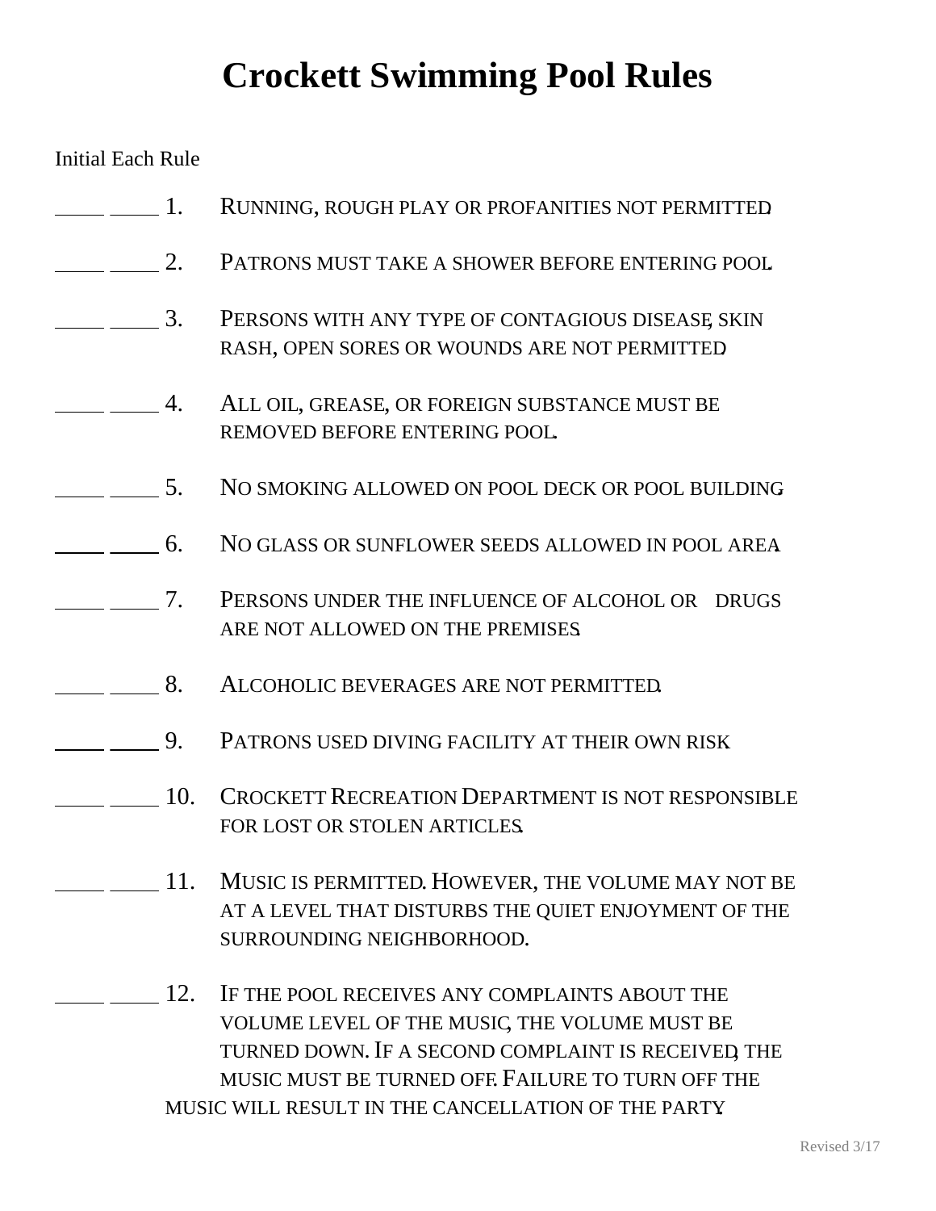# Crockett Swimming Pool Rules

Initial Each Rule

\_\_\_\_ \_\_\_\_ 1. RUNNING, ROUGH PLAY OR PROFANITIES NOT PERMITTED.

\_\_\_\_ \_\_\_\_ 2. PATRONS MUST TAKE A SHOWER BEFORE ENTERING POOL.

\_\_\_\_ \_\_\_\_ 3. PERSONS WITH ANY TYPE OF CONTAGIOUS DISEASE, SKIN RASH, OPEN SORES OR WOUNDS ARE NOT PERMITTED.

\_\_\_\_ \_\_\_\_ 4. ALL OIL, GREASE, OR FOREIGN SUBSTANCE MUST BE REMOVED BEFORE ENTERING POOL.

\_\_\_\_ \_\_\_\_ 5. NO SMOKING ALLOWED ON POOL DECK OR POOL BUILDING.

\_\_\_\_ \_\_\_\_ 6. NO GLASS OR SUNFLOWER SEEDS ALLOWED IN POOL AREA.

\_\_\_\_ \_\_\_\_ 7. PERSONS UNDER THE INFLUENCE OF ALCOHOL OR DRUGS ARE NOT ALLOWED ON THE PREMISES.

\_\_\_\_ \_\_\_\_ 8. ALCOHOLIC BEVERAGES ARE NOT PERMITTED.

\_\_\_\_ \_\_\_\_ 9. PATRONS USED DIVING FACILITY AT THEIR OWN RISK.

\_\_\_\_ \_\_\_\_ 10. CROCKETT RECREATION DEPARTMENT IS NOT RESPONSIBLE FOR LOST OR STOLEN ARTICLES.

\_\_\_\_ \_\_\_\_ 11. MUSIC IS PERMITTED. HOWEVER, THE VOLUME MAY NOT BE AT A LEVEL THAT DISTURBS THE QUIET ENJOYMENT OF THE SURROUNDING NEIGHBORHOOD.

\_\_\_\_ \_\_\_\_ 12. IF THE POOL RECEIVES ANY COMPLAINTS ABOUT THE VOLUME LEVEL OF THE MUSIC, THE VOLUME MUST BE TURNED DOWN. IF A SECOND COMPLAINT IS RECEIVED, THE MUSIC MUST BE TURNED OFF. FAILURE TO TURN OFF THE MUSIC WILL RESULT IN THE CANCELLATION OF THE PARTY.

Revised 3/17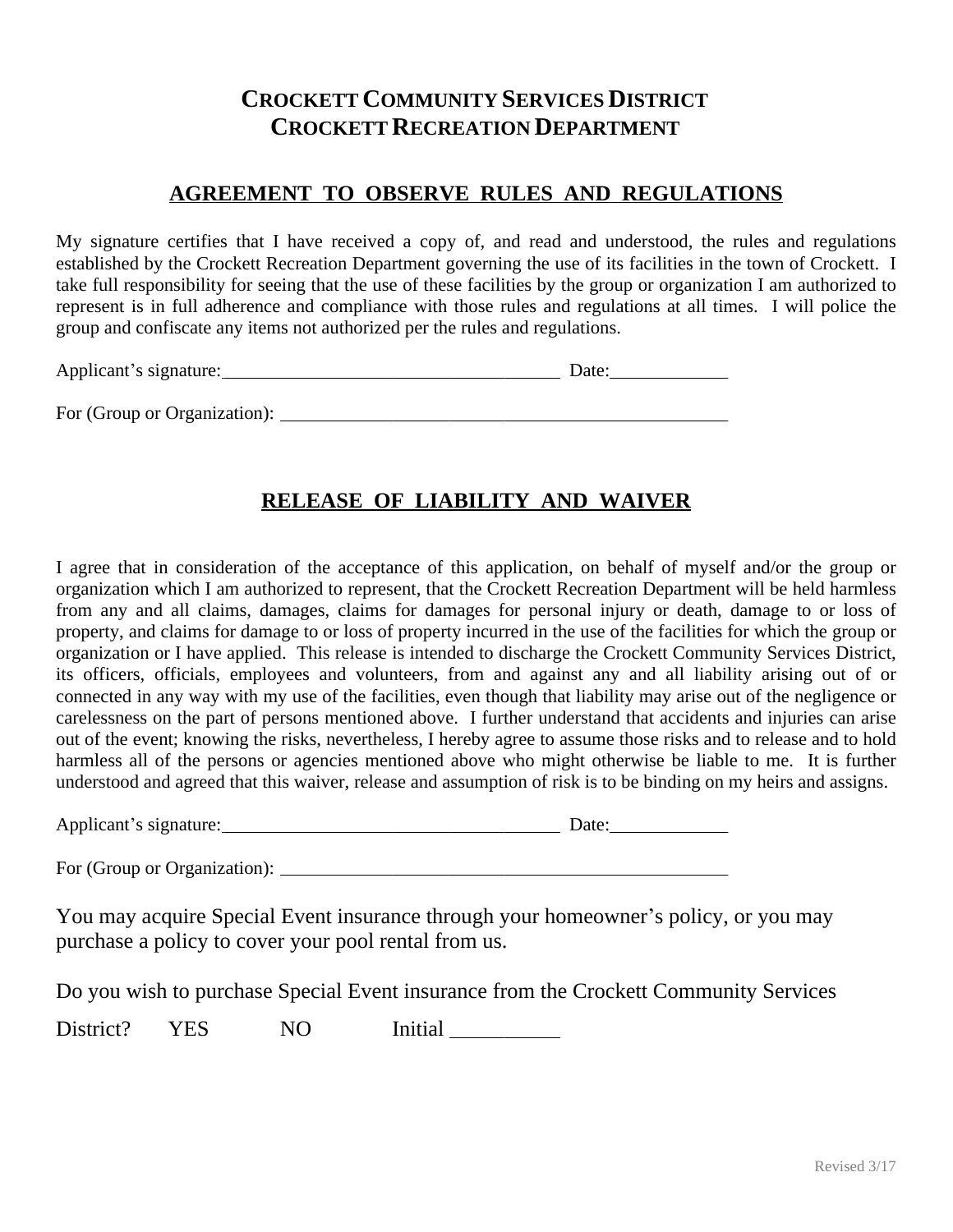# CROCKETT COMMUNITY SERVICES DISTRICT
# CROCKETT RECREATION DEPARTMENT

## AGREEMENT TO OBSERVE RULES AND REGULATIONS

My signature certifies that I have received a copy of, and read and understood, the rules and regulations established by the Crockett Recreation Department governing the use of its facilities in the town of Crockett. I take full responsibility for seeing that the use of these facilities by the group or organization I am authorized to represent is in full adherence and compliance with those rules and regulations at all times. I will police the group and confiscate any items not authorized per the rules and regulations.

Applicant's signature:_____________________________________ Date:_____________

For (Group or Organization): __________________________________________________

## RELEASE OF LIABILITY AND WAIVER

I agree that in consideration of the acceptance of this application, on behalf of myself and/or the group or organization which I am authorized to represent, that the Crockett Recreation Department will be held harmless from any and all claims, damages, claims for damages for personal injury or death, damage to or loss of property, and claims for damage to or loss of property incurred in the use of the facilities for which the group or organization or I have applied. This release is intended to discharge the Crockett Community Services District, its officers, officials, employees and volunteers, from and against any and all liability arising out of or connected in any way with my use of the facilities, even though that liability may arise out of the negligence or carelessness on the part of persons mentioned above. I further understand that accidents and injuries can arise out of the event; knowing the risks, nevertheless, I hereby agree to assume those risks and to release and to hold harmless all of the persons or agencies mentioned above who might otherwise be liable to me. It is further understood and agreed that this waiver, release and assumption of risk is to be binding on my heirs and assigns.

Applicant's signature:_____________________________________ Date:_____________

For (Group or Organization): __________________________________________________

You may acquire Special Event insurance through your homeowner's policy, or you may purchase a policy to cover your pool rental from us.

Do you wish to purchase Special Event insurance from the Crockett Community Services District? YES NO Initial __________

Revised 3/17